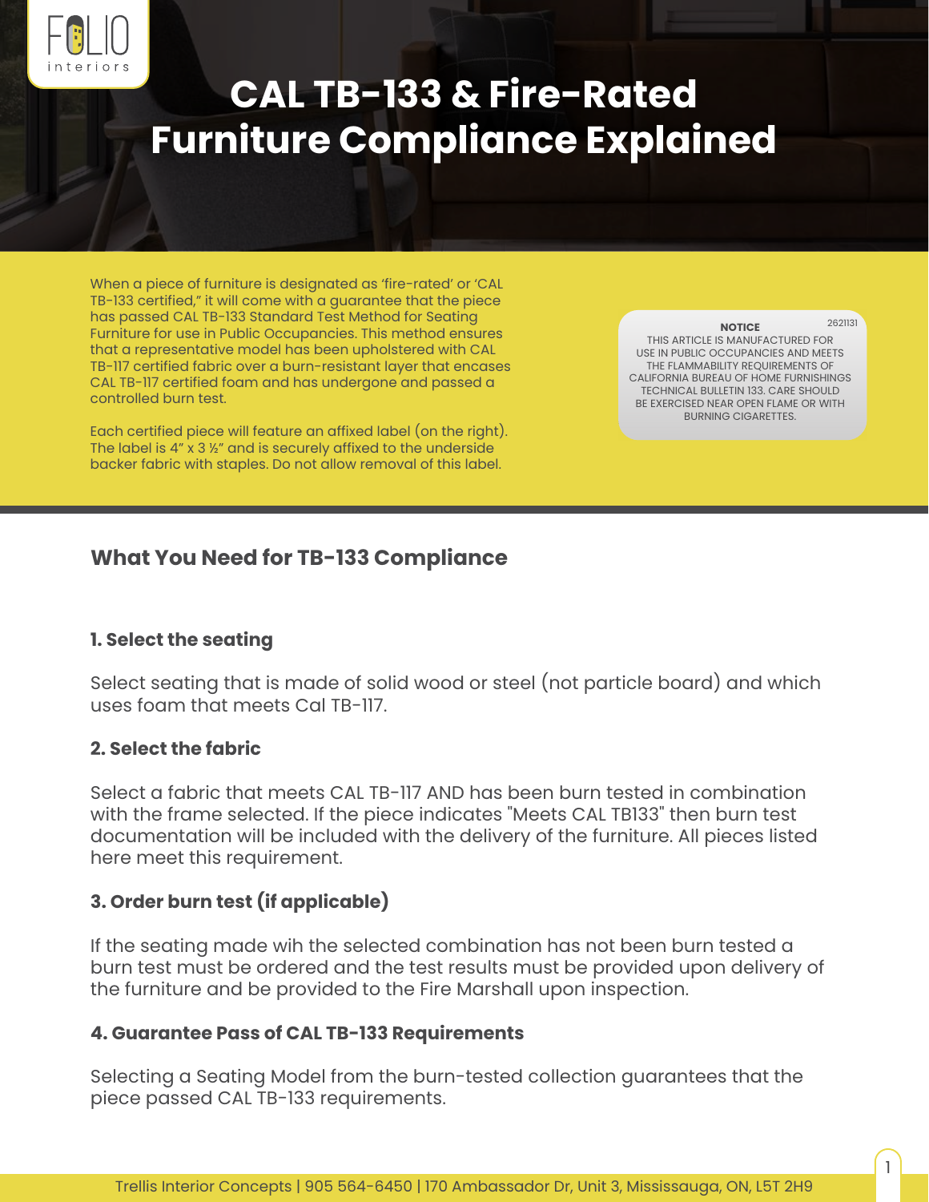FOLIO interiors

# CAL TB-133 & Fire-Rated Furniture Compliance Explained

When a piece of furniture is designated as 'fire-rated' or 'CAL TB-133 certified," it will come with a guarantee that the piece has passed CAL TB-133 Standard Test Method for Seating Furniture for use in Public Occupancies. This method ensures that a representative model has been upholstered with CAL TB-117 certified fabric over a burn-resistant layer that encases CAL TB-117 certified foam and has undergone and passed a controlled burn test.

Each certified piece will feature an affixed label (on the right). The label is 4" x 3 ½" and is securely affixed to the underside backer fabric with staples. Do not allow removal of this label.

> **NOTICE** 2621131
>
> THIS ARTICLE IS MANUFACTURED FOR USE IN PUBLIC OCCUPANCIES AND MEETS THE FLAMMABILITY REQUIREMENTS OF CALIFORNIA BUREAU OF HOME FURNISHINGS TECHNICAL BULLETIN 133. CARE SHOULD BE EXERCISED NEAR OPEN FLAME OR WITH BURNING CIGARETTES.

## What You Need for TB-133 Compliance

### 1. Select the seating

Select seating that is made of solid wood or steel (not particle board) and which uses foam that meets Cal TB-117.

### 2. Select the fabric

Select a fabric that meets CAL TB-117 AND has been burn tested in combination with the frame selected. If the piece indicates "Meets CAL TB133" then burn test documentation will be included with the delivery of the furniture. All pieces listed here meet this requirement.

### 3. Order burn test (if applicable)

If the seating made wih the selected combination has not been burn tested a burn test must be ordered and the test results must be provided upon delivery of the furniture and be provided to the Fire Marshall upon inspection.

### 4. Guarantee Pass of CAL TB-133 Requirements

Selecting a Seating Model from the burn-tested collection guarantees that the piece passed CAL TB-133 requirements.

Trellis Interior Concepts | 905 564-6450 | 170 Ambassador Dr, Unit 3, Mississauga, ON, L5T 2H9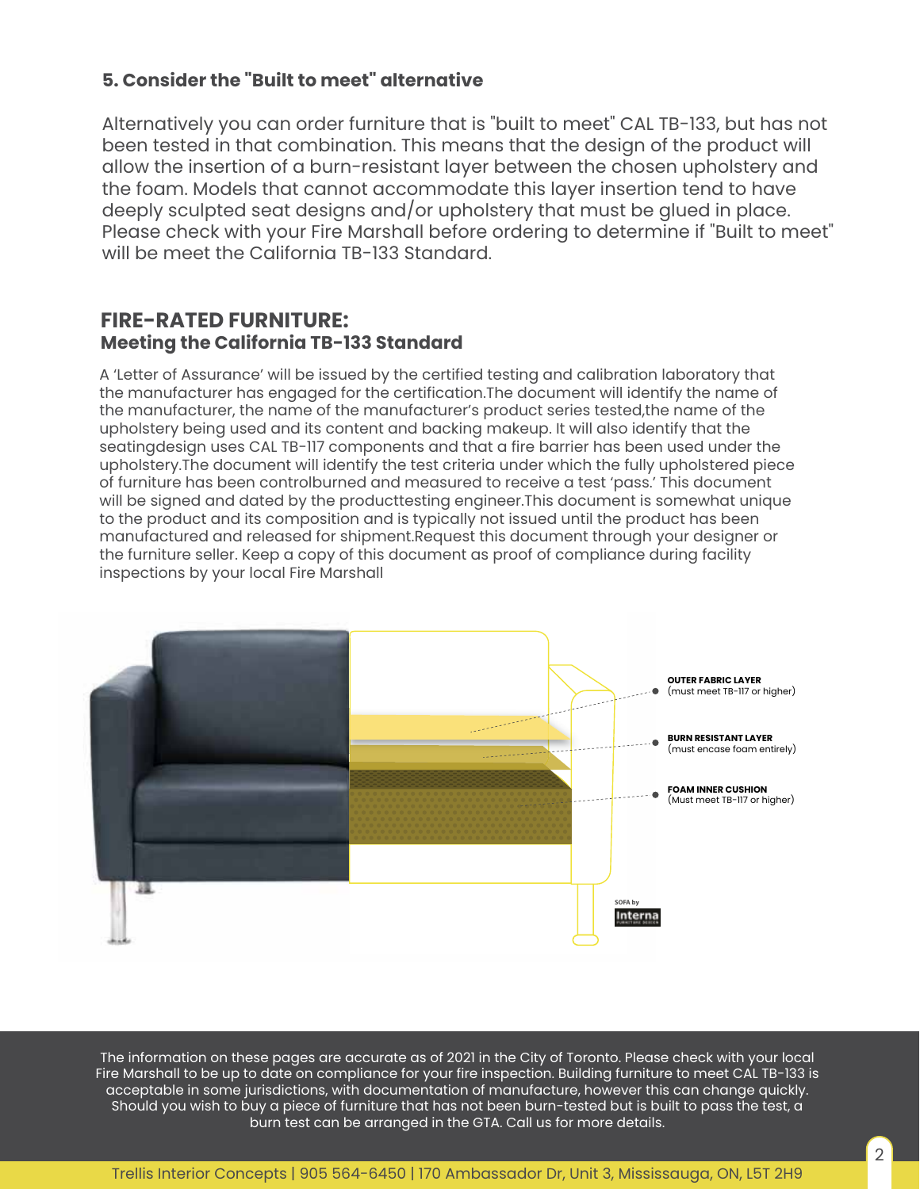### 5. Consider the "Built to meet" alternative

Alternatively you can order furniture that is "built to meet" CAL TB-133, but has not been tested in that combination. This means that the design of the product will allow the insertion of a burn-resistant layer between the chosen upholstery and the foam. Models that cannot accommodate this layer insertion tend to have deeply sculpted seat designs and/or upholstery that must be glued in place. Please check with your Fire Marshall before ordering to determine if "Built to meet" will be meet the California TB-133 Standard.

## FIRE-RATED FURNITURE:
### Meeting the California TB-133 Standard

A ‘Letter of Assurance’ will be issued by the certified testing and calibration laboratory that the manufacturer has engaged for the certification.The document will identify the name of the manufacturer, the name of the manufacturer’s product series tested,the name of the upholstery being used and its content and backing makeup. It will also identify that the seatingdesign uses CAL TB-117 components and that a fire barrier has been used under the upholstery.The document will identify the test criteria under which the fully upholstered piece of furniture has been controlburned and measured to receive a test ‘pass.’ This document will be signed and dated by the producttesting engineer.This document is somewhat unique to the product and its composition and is typically not issued until the product has been manufactured and released for shipment.Request this document through your designer or the furniture seller. Keep a copy of this document as proof of compliance during facility inspections by your local Fire Marshall

**OUTER FABRIC LAYER**
(must meet TB-117 or higher)

**BURN RESISTANT LAYER**
(must encase foam entirely)

**FOAM INNER CUSHION**
(Must meet TB-117 or higher)

SOFA by Interna

The information on these pages are accurate as of 2021 in the City of Toronto. Please check with your local Fire Marshall to be up to date on compliance for your fire inspection. Building furniture to meet CAL TB-133 is acceptable in some jurisdictions, with documentation of manufacture, however this can change quickly. Should you wish to buy a piece of furniture that has not been burn-tested but is built to pass the test, a burn test can be arranged in the GTA. Call us for more details.

Trellis Interior Concepts | 905 564-6450 | 170 Ambassador Dr, Unit 3, Mississauga, ON, L5T 2H9